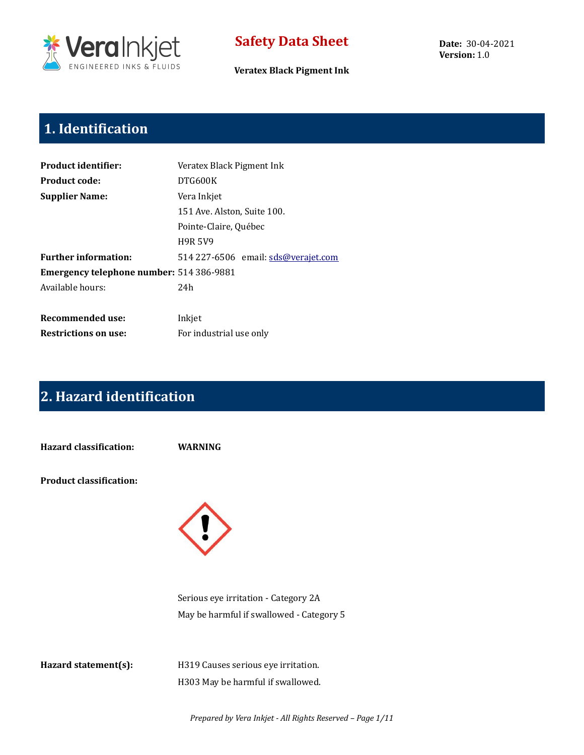# Safety Data Sheet

**Veratex Black Pigment Ink**

**Date:** 30-04-2021
**Version:** 1.0

## 1. Identification

| | |
|---|---|
| **Product identifier:** | Veratex Black Pigment Ink |
| **Product code:** | DTG600K |
| **Supplier Name:** | Vera Inkjet |
| | 151 Ave. Alston, Suite 100. |
| | Pointe-Claire, Québec |
| | H9R 5V9 |
| **Further information:** | 514 227-6506 email: sds@verajet.com |
| **Emergency telephone number:** | 514 386-9881 |
| Available hours: | 24h |
| **Recommended use:** | Inkjet |
| **Restrictions on use:** | For industrial use only |

## 2. Hazard identification

**Hazard classification:** **WARNING**

**Product classification:**

Serious eye irritation - Category 2A

May be harmful if swallowed - Category 5

**Hazard statement(s):**

H319 Causes serious eye irritation.

H303 May be harmful if swallowed.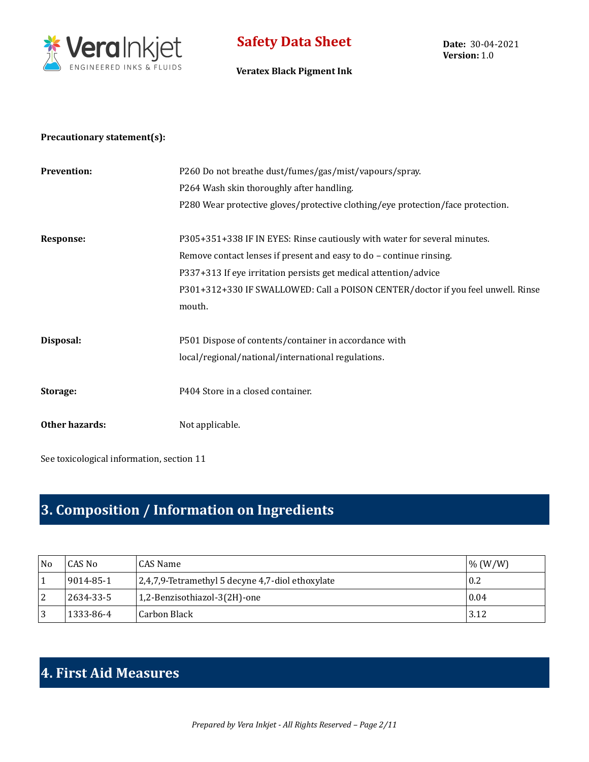**Precautionary statement(s):**

**Prevention:** P260 Do not breathe dust/fumes/gas/mist/vapours/spray.
P264 Wash skin thoroughly after handling.
P280 Wear protective gloves/protective clothing/eye protection/face protection.

**Response:** P305+351+338 IF IN EYES: Rinse cautiously with water for several minutes. Remove contact lenses if present and easy to do – continue rinsing.
P337+313 If eye irritation persists get medical attention/advice
P301+312+330 IF SWALLOWED: Call a POISON CENTER/doctor if you feel unwell. Rinse mouth.

**Disposal:** P501 Dispose of contents/container in accordance with local/regional/national/international regulations.

**Storage:** P404 Store in a closed container.

**Other hazards:** Not applicable.

See toxicological information, section 11

## 3. Composition / Information on Ingredients

| No | CAS No | CAS Name | % (W/W) |
|---|---|---|---|
| 1 | 9014-85-1 | 2,4,7,9-Tetramethyl 5 decyne 4,7-diol ethoxylate | 0.2 |
| 2 | 2634-33-5 | 1,2-Benzisothiazol-3(2H)-one | 0.04 |
| 3 | 1333-86-4 | Carbon Black | 3.12 |

## 4. First Aid Measures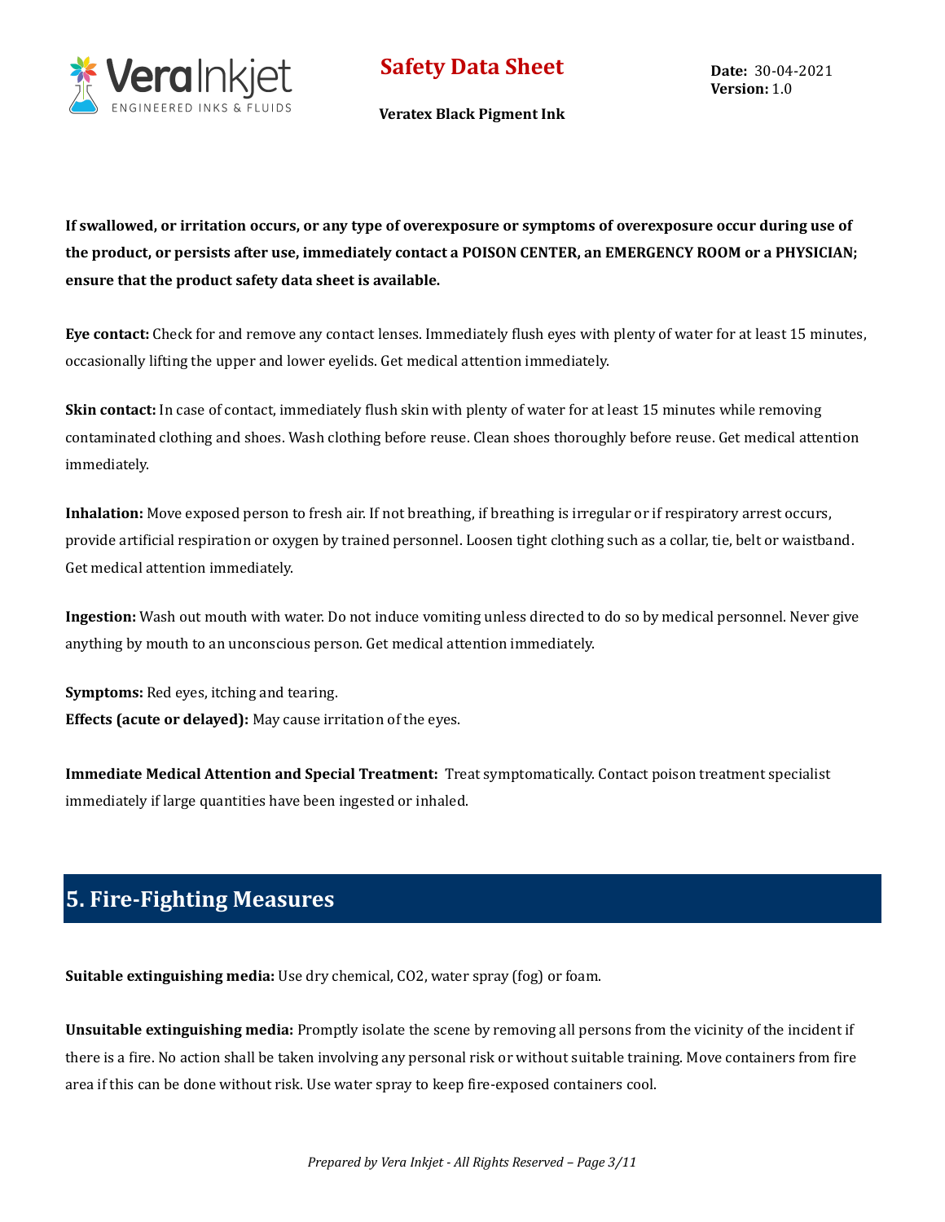**If swallowed, or irritation occurs, or any type of overexposure or symptoms of overexposure occur during use of the product, or persists after use, immediately contact a POISON CENTER, an EMERGENCY ROOM or a PHYSICIAN; ensure that the product safety data sheet is available.**

**Eye contact:** Check for and remove any contact lenses. Immediately flush eyes with plenty of water for at least 15 minutes, occasionally lifting the upper and lower eyelids. Get medical attention immediately.

**Skin contact:** In case of contact, immediately flush skin with plenty of water for at least 15 minutes while removing contaminated clothing and shoes. Wash clothing before reuse. Clean shoes thoroughly before reuse. Get medical attention immediately.

**Inhalation:** Move exposed person to fresh air. If not breathing, if breathing is irregular or if respiratory arrest occurs, provide artificial respiration or oxygen by trained personnel. Loosen tight clothing such as a collar, tie, belt or waistband. Get medical attention immediately.

**Ingestion:** Wash out mouth with water. Do not induce vomiting unless directed to do so by medical personnel. Never give anything by mouth to an unconscious person. Get medical attention immediately.

**Symptoms:** Red eyes, itching and tearing.
**Effects (acute or delayed):** May cause irritation of the eyes.

**Immediate Medical Attention and Special Treatment:** Treat symptomatically. Contact poison treatment specialist immediately if large quantities have been ingested or inhaled.

## 5. Fire-Fighting Measures

**Suitable extinguishing media:** Use dry chemical, $CO_2$, water spray (fog) or foam.

**Unsuitable extinguishing media:** Promptly isolate the scene by removing all persons from the vicinity of the incident if there is a fire. No action shall be taken involving any personal risk or without suitable training. Move containers from fire area if this can be done without risk. Use water spray to keep fire-exposed containers cool.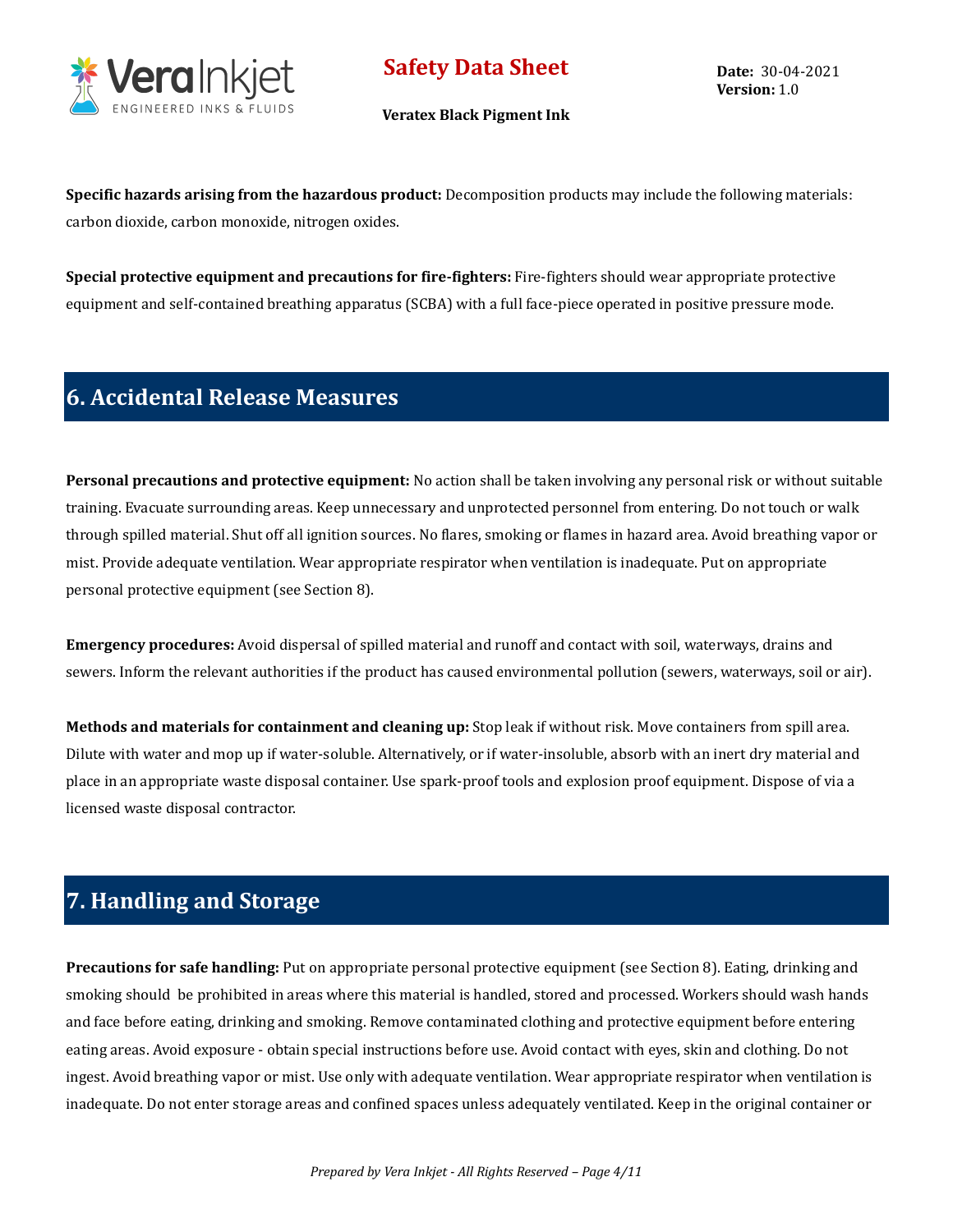**Specific hazards arising from the hazardous product:** Decomposition products may include the following materials: carbon dioxide, carbon monoxide, nitrogen oxides.

**Special protective equipment and precautions for fire-fighters:** Fire-fighters should wear appropriate protective equipment and self-contained breathing apparatus (SCBA) with a full face-piece operated in positive pressure mode.

## 6. Accidental Release Measures

**Personal precautions and protective equipment:** No action shall be taken involving any personal risk or without suitable training. Evacuate surrounding areas. Keep unnecessary and unprotected personnel from entering. Do not touch or walk through spilled material. Shut off all ignition sources. No flares, smoking or flames in hazard area. Avoid breathing vapor or mist. Provide adequate ventilation. Wear appropriate respirator when ventilation is inadequate. Put on appropriate personal protective equipment (see Section 8).

**Emergency procedures:** Avoid dispersal of spilled material and runoff and contact with soil, waterways, drains and sewers. Inform the relevant authorities if the product has caused environmental pollution (sewers, waterways, soil or air).

**Methods and materials for containment and cleaning up:** Stop leak if without risk. Move containers from spill area. Dilute with water and mop up if water-soluble. Alternatively, or if water-insoluble, absorb with an inert dry material and place in an appropriate waste disposal container. Use spark-proof tools and explosion proof equipment. Dispose of via a licensed waste disposal contractor.

## 7. Handling and Storage

**Precautions for safe handling:** Put on appropriate personal protective equipment (see Section 8). Eating, drinking and smoking should be prohibited in areas where this material is handled, stored and processed. Workers should wash hands and face before eating, drinking and smoking. Remove contaminated clothing and protective equipment before entering eating areas. Avoid exposure - obtain special instructions before use. Avoid contact with eyes, skin and clothing. Do not ingest. Avoid breathing vapor or mist. Use only with adequate ventilation. Wear appropriate respirator when ventilation is inadequate. Do not enter storage areas and confined spaces unless adequately ventilated. Keep in the original container or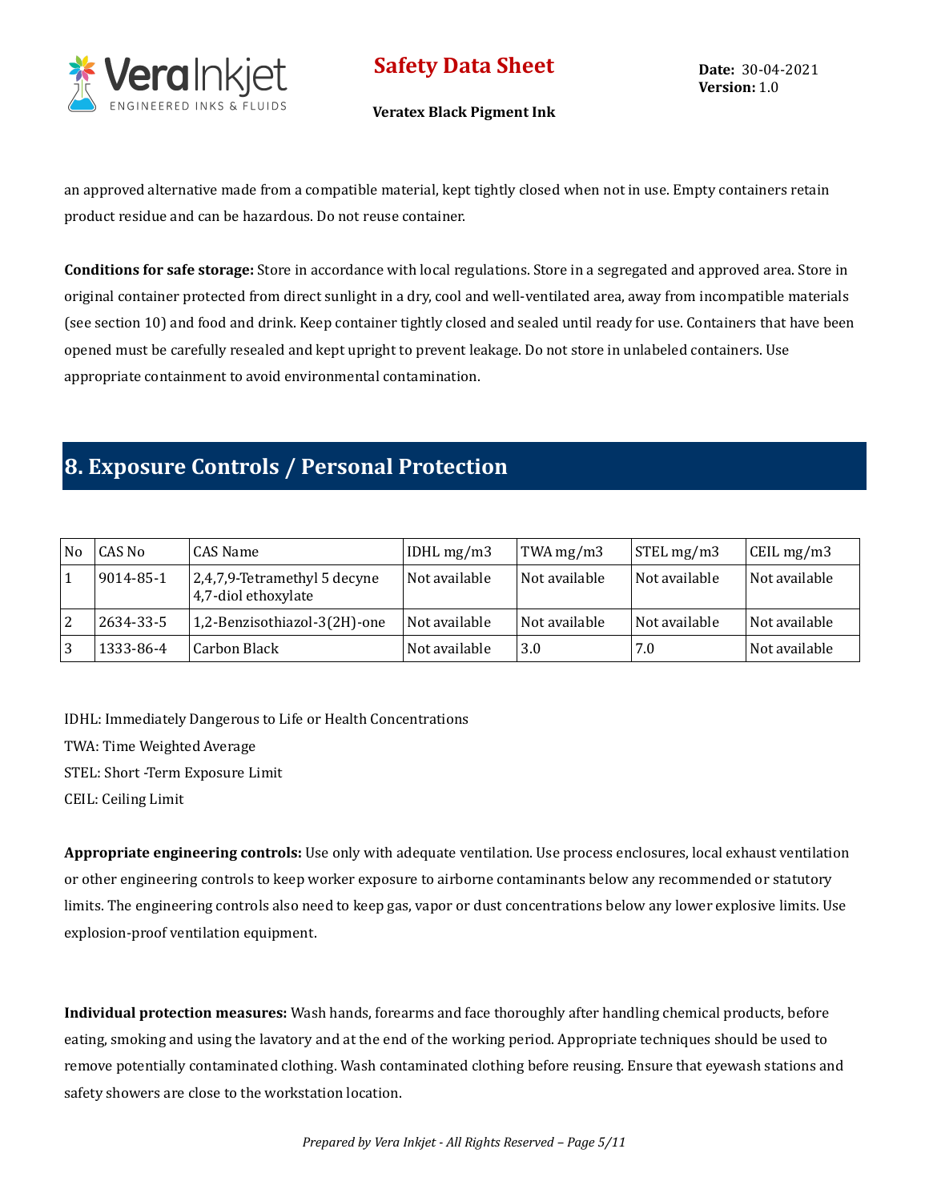an approved alternative made from a compatible material, kept tightly closed when not in use. Empty containers retain product residue and can be hazardous. Do not reuse container.

**Conditions for safe storage:** Store in accordance with local regulations. Store in a segregated and approved area. Store in original container protected from direct sunlight in a dry, cool and well-ventilated area, away from incompatible materials (see section 10) and food and drink. Keep container tightly closed and sealed until ready for use. Containers that have been opened must be carefully resealed and kept upright to prevent leakage. Do not store in unlabeled containers. Use appropriate containment to avoid environmental contamination.

## 8. Exposure Controls / Personal Protection

| No | CAS No | CAS Name | IDHL mg/m3 | TWA mg/m3 | STEL mg/m3 | CEIL mg/m3 |
|---|---|---|---|---|---|---|
| 1 | 9014-85-1 | 2,4,7,9-Tetramethyl 5 decyne 4,7-diol ethoxylate | Not available | Not available | Not available | Not available |
| 2 | 2634-33-5 | 1,2-Benzisothiazol-3(2H)-one | Not available | Not available | Not available | Not available |
| 3 | 1333-86-4 | Carbon Black | Not available | 3.0 | 7.0 | Not available |

IDHL: Immediately Dangerous to Life or Health Concentrations

TWA: Time Weighted Average

STEL: Short -Term Exposure Limit

CEIL: Ceiling Limit

**Appropriate engineering controls:** Use only with adequate ventilation. Use process enclosures, local exhaust ventilation or other engineering controls to keep worker exposure to airborne contaminants below any recommended or statutory limits. The engineering controls also need to keep gas, vapor or dust concentrations below any lower explosive limits. Use explosion-proof ventilation equipment.

**Individual protection measures:** Wash hands, forearms and face thoroughly after handling chemical products, before eating, smoking and using the lavatory and at the end of the working period. Appropriate techniques should be used to remove potentially contaminated clothing. Wash contaminated clothing before reusing. Ensure that eyewash stations and safety showers are close to the workstation location.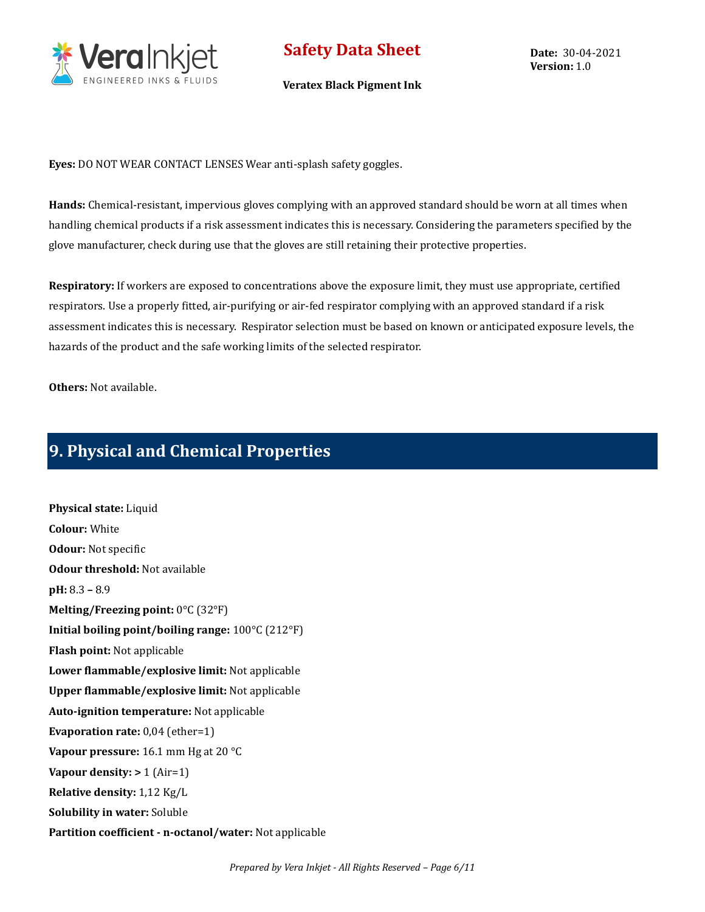**Eyes:** DO NOT WEAR CONTACT LENSES Wear anti-splash safety goggles.

**Hands:** Chemical-resistant, impervious gloves complying with an approved standard should be worn at all times when handling chemical products if a risk assessment indicates this is necessary. Considering the parameters specified by the glove manufacturer, check during use that the gloves are still retaining their protective properties.

**Respiratory:** If workers are exposed to concentrations above the exposure limit, they must use appropriate, certified respirators. Use a properly fitted, air-purifying or air-fed respirator complying with an approved standard if a risk assessment indicates this is necessary. Respirator selection must be based on known or anticipated exposure levels, the hazards of the product and the safe working limits of the selected respirator.

**Others:** Not available.

## 9. Physical and Chemical Properties

**Physical state:** Liquid
**Colour:** White
**Odour:** Not specific
**Odour threshold:** Not available
**pH:** 8.3 – 8.9
**Melting/Freezing point:** 0°C (32°F)
**Initial boiling point/boiling range:** 100°C (212°F)
**Flash point:** Not applicable
**Lower flammable/explosive limit:** Not applicable
**Upper flammable/explosive limit:** Not applicable
**Auto-ignition temperature:** Not applicable
**Evaporation rate:** 0,04 (ether=1)
**Vapour pressure:** 16.1 mm Hg at 20 °C
**Vapour density:** > 1 (Air=1)
**Relative density:** 1,12 Kg/L
**Solubility in water:** Soluble
**Partition coefficient - n-octanol/water:** Not applicable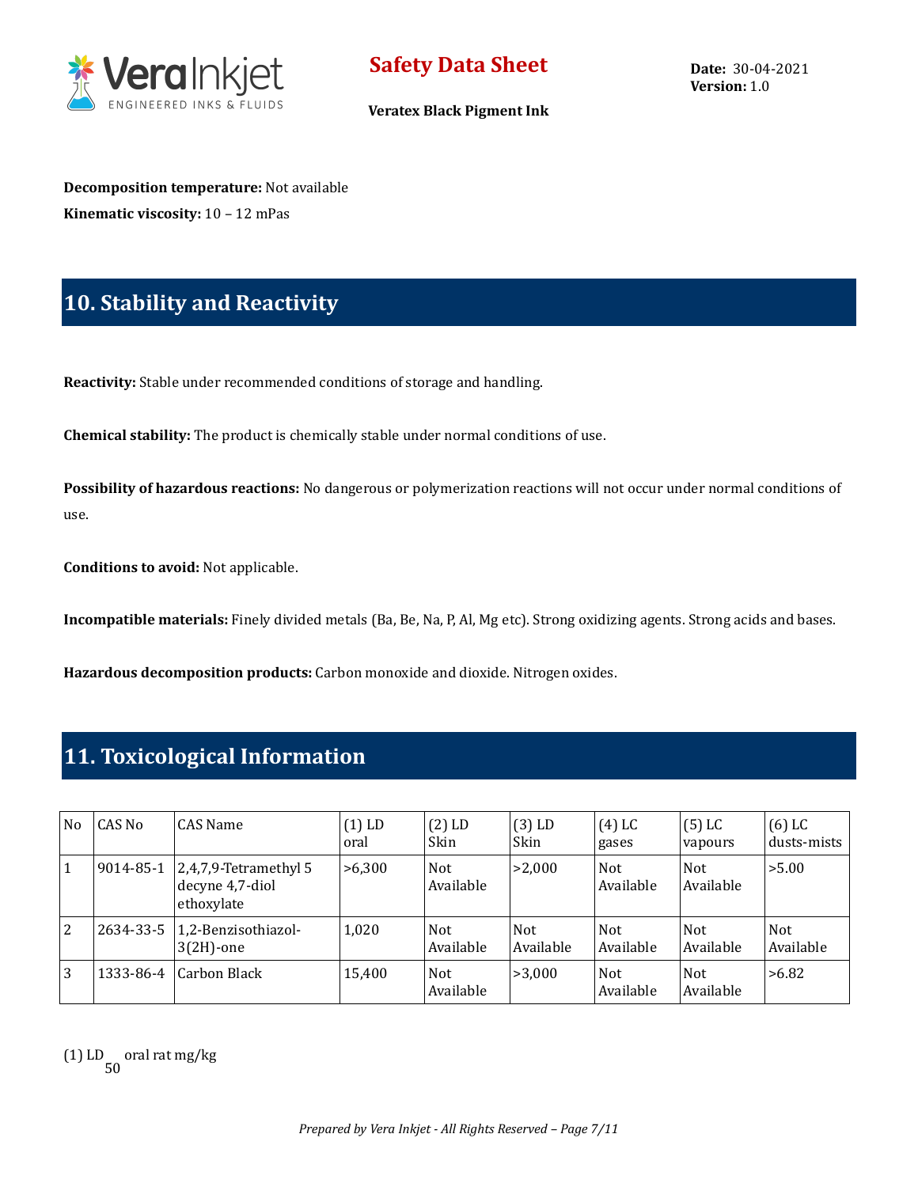**Decomposition temperature:** Not available

**Kinematic viscosity:** 10 – 12 mPas

## 10. Stability and Reactivity

**Reactivity:** Stable under recommended conditions of storage and handling.

**Chemical stability:** The product is chemically stable under normal conditions of use.

**Possibility of hazardous reactions:** No dangerous or polymerization reactions will not occur under normal conditions of use.

**Conditions to avoid:** Not applicable.

**Incompatible materials:** Finely divided metals (Ba, Be, Na, P, Al, Mg etc). Strong oxidizing agents. Strong acids and bases.

**Hazardous decomposition products:** Carbon monoxide and dioxide. Nitrogen oxides.

## 11. Toxicological Information

| No | CAS No | CAS Name | (1) LD oral | (2) LD Skin | (3) LD Skin | (4) LC gases | (5) LC vapours | (6) LC dusts-mists |
|---|---|---|---|---|---|---|---|---|
| 1 | 9014-85-1 | 2,4,7,9-Tetramethyl 5 decyne 4,7-diol ethoxylate | >6,300 | Not Available | >2,000 | Not Available | Not Available | >5.00 |
| 2 | 2634-33-5 | 1,2-Benzisothiazol-3(2H)-one | 1,020 | Not Available | Not Available | Not Available | Not Available | Not Available |
| 3 | 1333-86-4 | Carbon Black | 15,400 | Not Available | >3,000 | Not Available | Not Available | >6.82 |

(1) $LD_{50}$ oral rat mg/kg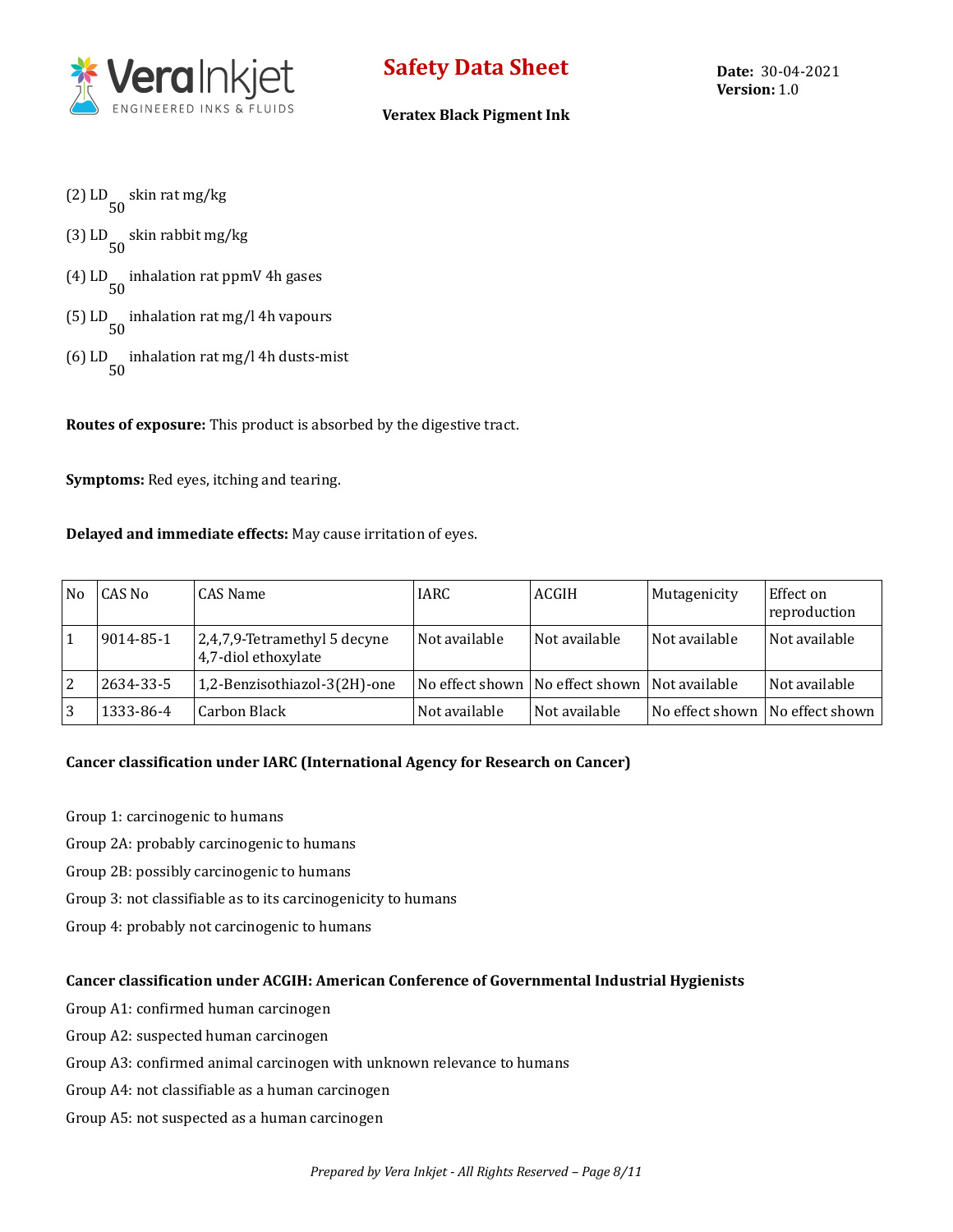(2) $LD_{50}$ skin rat mg/kg

(3) $LD_{50}$ skin rabbit mg/kg

(4) $LD_{50}$ inhalation rat ppmV 4h gases

(5) $LD_{50}$ inhalation rat mg/l 4h vapours

(6) $LD_{50}$ inhalation rat mg/l 4h dusts-mist

**Routes of exposure:** This product is absorbed by the digestive tract.

**Symptoms:** Red eyes, itching and tearing.

**Delayed and immediate effects:** May cause irritation of eyes.

| No | CAS No | CAS Name | IARC | ACGIH | Mutagenicity | Effect on reproduction |
|---|---|---|---|---|---|---|
| 1 | 9014-85-1 | 2,4,7,9-Tetramethyl 5 decyne 4,7-diol ethoxylate | Not available | Not available | Not available | Not available |
| 2 | 2634-33-5 | 1,2-Benzisothiazol-3(2H)-one | No effect shown | No effect shown | Not available | Not available |
| 3 | 1333-86-4 | Carbon Black | Not available | Not available | No effect shown | No effect shown |

**Cancer classification under IARC (International Agency for Research on Cancer)**

Group 1: carcinogenic to humans

Group 2A: probably carcinogenic to humans

Group 2B: possibly carcinogenic to humans

Group 3: not classifiable as to its carcinogenicity to humans

Group 4: probably not carcinogenic to humans

**Cancer classification under ACGIH: American Conference of Governmental Industrial Hygienists**

Group A1: confirmed human carcinogen

Group A2: suspected human carcinogen

Group A3: confirmed animal carcinogen with unknown relevance to humans

Group A4: not classifiable as a human carcinogen

Group A5: not suspected as a human carcinogen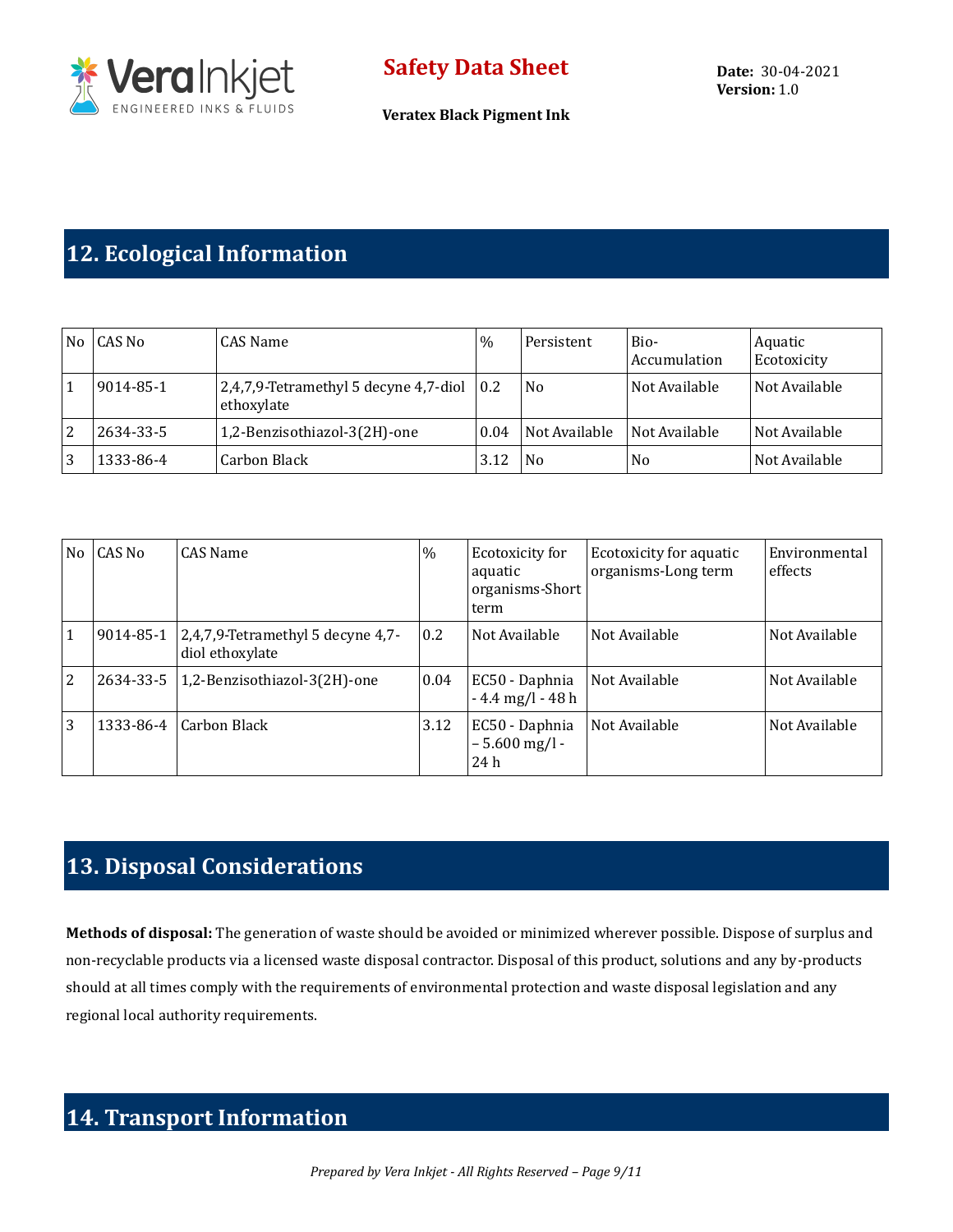## 12. Ecological Information

| No | CAS No | CAS Name | % | Persistent | Bio-Accumulation | Aquatic Ecotoxicity |
|---|---|---|---|---|---|---|
| 1 | 9014-85-1 | 2,4,7,9-Tetramethyl 5 decyne 4,7-diol ethoxylate | 0.2 | No | Not Available | Not Available |
| 2 | 2634-33-5 | 1,2-Benzisothiazol-3(2H)-one | 0.04 | Not Available | Not Available | Not Available |
| 3 | 1333-86-4 | Carbon Black | 3.12 | No | No | Not Available |

| No | CAS No | CAS Name | % | Ecotoxicity for aquatic organisms-Short term | Ecotoxicity for aquatic organisms-Long term | Environmental effects |
|---|---|---|---|---|---|---|
| 1 | 9014-85-1 | 2,4,7,9-Tetramethyl 5 decyne 4,7-diol ethoxylate | 0.2 | Not Available | Not Available | Not Available |
| 2 | 2634-33-5 | 1,2-Benzisothiazol-3(2H)-one | 0.04 | EC50 - Daphnia - 4.4 mg/l - 48 h | Not Available | Not Available |
| 3 | 1333-86-4 | Carbon Black | 3.12 | EC50 - Daphnia – 5.600 mg/l - 24 h | Not Available | Not Available |

## 13. Disposal Considerations

**Methods of disposal:** The generation of waste should be avoided or minimized wherever possible. Dispose of surplus and non-recyclable products via a licensed waste disposal contractor. Disposal of this product, solutions and any by-products should at all times comply with the requirements of environmental protection and waste disposal legislation and any regional local authority requirements.

## 14. Transport Information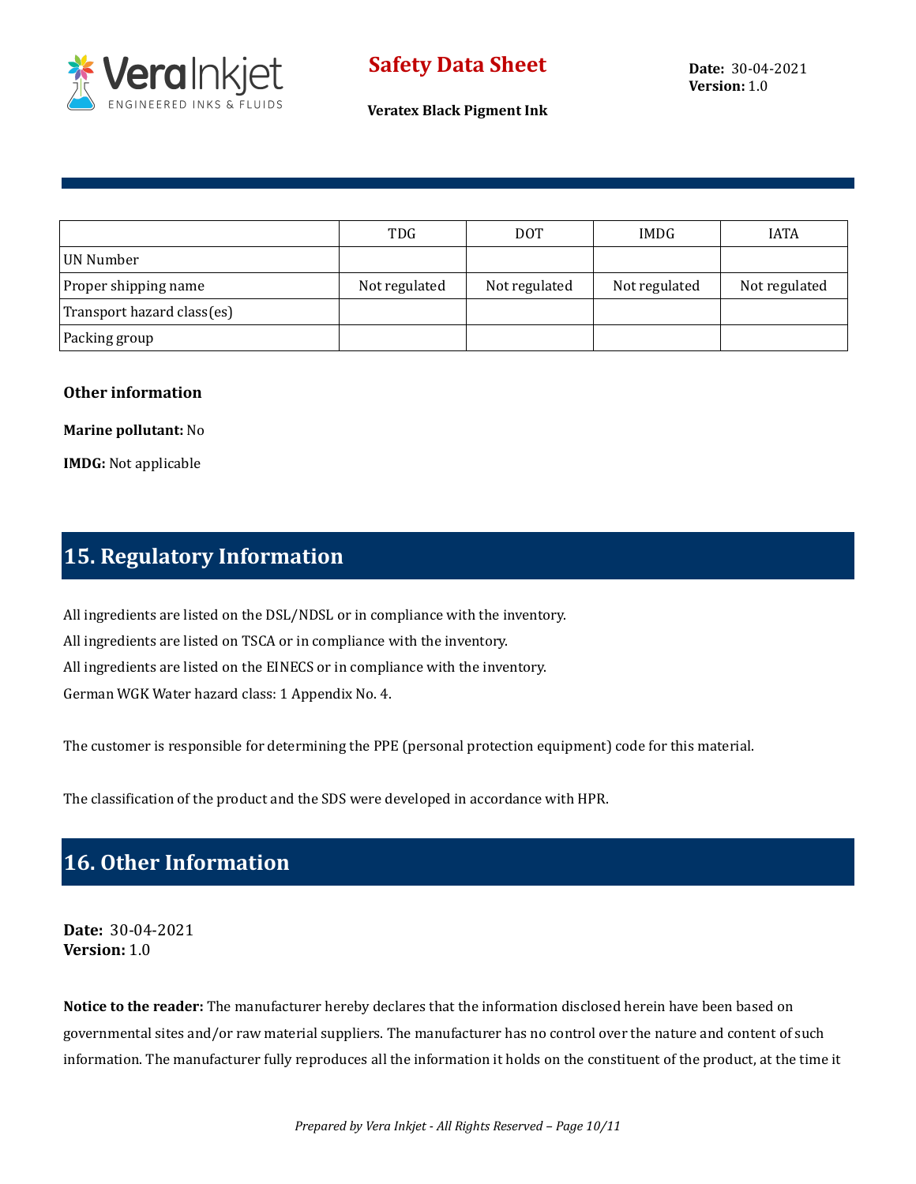| | TDG | DOT | IMDG | IATA |
|---|---|---|---|---|
| UN Number | | | | |
| Proper shipping name | Not regulated | Not regulated | Not regulated | Not regulated |
| Transport hazard class(es) | | | | |
| Packing group | | | | |

### Other information

**Marine pollutant:** No

**IMDG:** Not applicable

## 15. Regulatory Information

All ingredients are listed on the DSL/NDSL or in compliance with the inventory.
All ingredients are listed on TSCA or in compliance with the inventory.
All ingredients are listed on the EINECS or in compliance with the inventory.
German WGK Water hazard class: 1 Appendix No. 4.

The customer is responsible for determining the PPE (personal protection equipment) code for this material.

The classification of the product and the SDS were developed in accordance with HPR.

## 16. Other Information

**Date:** 30-04-2021
**Version:** 1.0

**Notice to the reader:** The manufacturer hereby declares that the information disclosed herein have been based on governmental sites and/or raw material suppliers. The manufacturer has no control over the nature and content of such information. The manufacturer fully reproduces all the information it holds on the constituent of the product, at the time it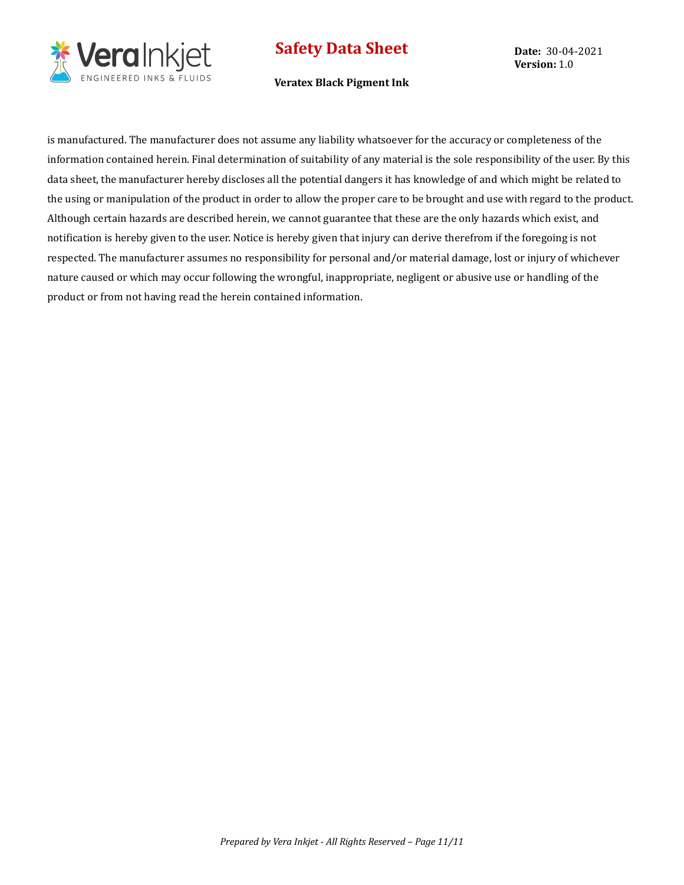is manufactured. The manufacturer does not assume any liability whatsoever for the accuracy or completeness of the information contained herein. Final determination of suitability of any material is the sole responsibility of the user. By this data sheet, the manufacturer hereby discloses all the potential dangers it has knowledge of and which might be related to the using or manipulation of the product in order to allow the proper care to be brought and use with regard to the product. Although certain hazards are described herein, we cannot guarantee that these are the only hazards which exist, and notification is hereby given to the user. Notice is hereby given that injury can derive therefrom if the foregoing is not respected. The manufacturer assumes no responsibility for personal and/or material damage, lost or injury of whichever nature caused or which may occur following the wrongful, inappropriate, negligent or abusive use or handling of the product or from not having read the herein contained information.